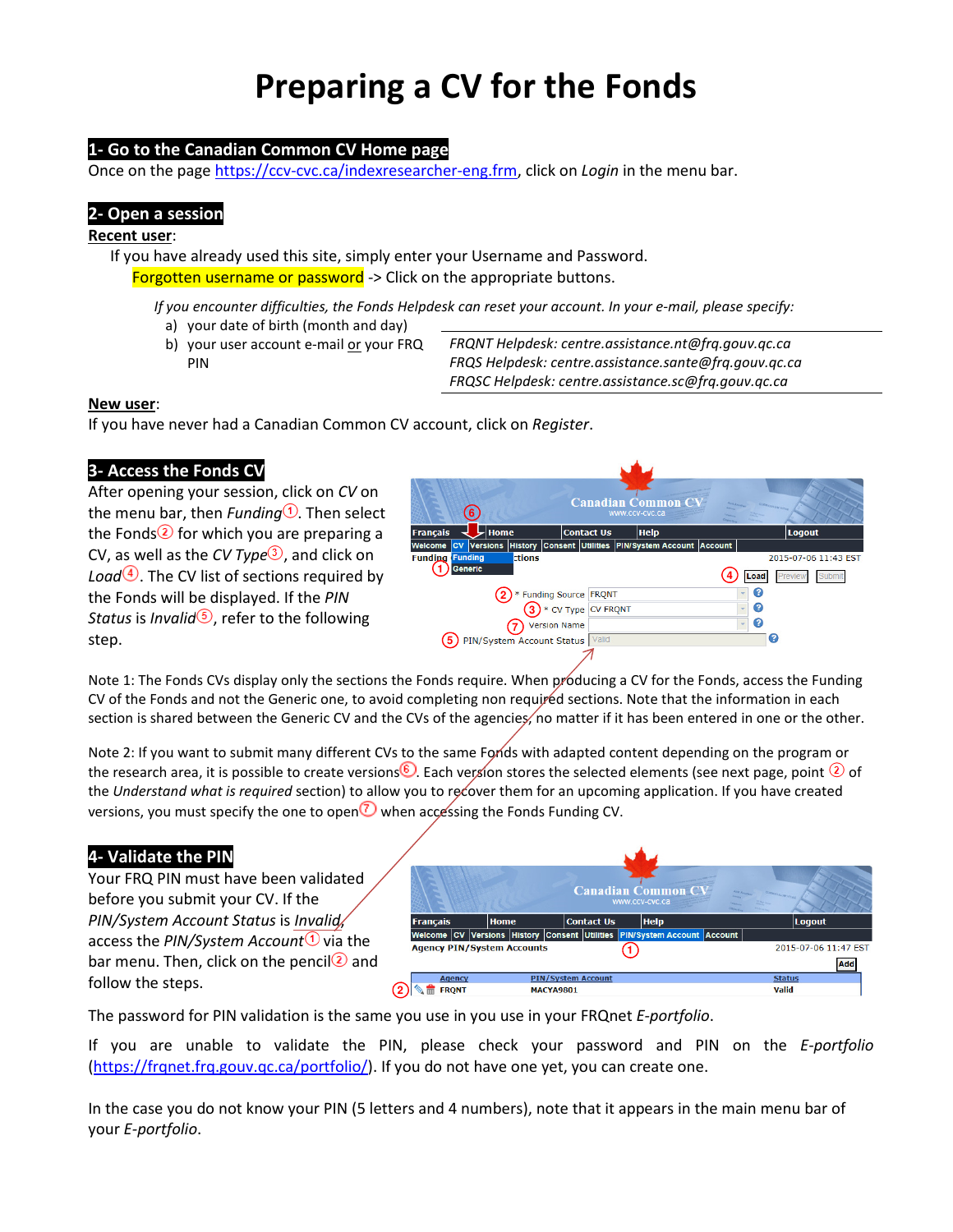# Preparing a CV for the Fonds

## 1- Go to the Canadian Common CV Home page

Once on the page https://ccv-cvc.ca/indexresearcher-eng.frm, click on *Login* in the menu bar.

## 2- Open a session

**Recent user**:

If you have already used this site, simply enter your Username and Password.

Forgotten username or password -> Click on the appropriate buttons.

*If you encounter difficulties, the Fonds Helpdesk can reset your account. In your e-mail, please specify:*

a) your date of birth (month and day)
b) your user account e-mail or your FRQ PIN

*FRQNT Helpdesk: centre.assistance.nt@frq.gouv.qc.ca*
*FRQS Helpdesk: centre.assistance.sante@frq.gouv.qc.ca*
*FRQSC Helpdesk: centre.assistance.sc@frq.gouv.qc.ca*

**New user**:

If you have never had a Canadian Common CV account, click on *Register*.

## 3- Access the Fonds CV

After opening your session, click on *CV* on the menu bar, then *Funding*①. Then select the Fonds② for which you are preparing a CV, as well as the *CV Type*③, and click on *Load*④. The CV list of sections required by the Fonds will be displayed. If the *PIN Status* is *Invalid*⑤, refer to the following step.

Note 1: The Fonds CVs display only the sections the Fonds require. When producing a CV for the Fonds, access the Funding CV of the Fonds and not the Generic one, to avoid completing non required sections. Note that the information in each section is shared between the Generic CV and the CVs of the agencies, no matter if it has been entered in one or the other.

Note 2: If you want to submit many different CVs to the same Fonds with adapted content depending on the program or the research area, it is possible to create versions⑥. Each version stores the selected elements (see next page, point ② of the *Understand what is required* section) to allow you to recover them for an upcoming application. If you have created versions, you must specify the one to open⑦ when accessing the Fonds Funding CV.

## 4- Validate the PIN

Your FRQ PIN must have been validated before you submit your CV. If the *PIN/System Account Status* is *Invalid*, access the *PIN/System Account*① via the bar menu. Then, click on the pencil② and follow the steps.

The password for PIN validation is the same you use in you use in your FRQnet *E-portfolio*.

If you are unable to validate the PIN, please check your password and PIN on the *E-portfolio* (https://frqnet.frq.gouv.qc.ca/portfolio/). If you do not have one yet, you can create one.

In the case you do not know your PIN (5 letters and 4 numbers), note that it appears in the main menu bar of your *E-portfolio*.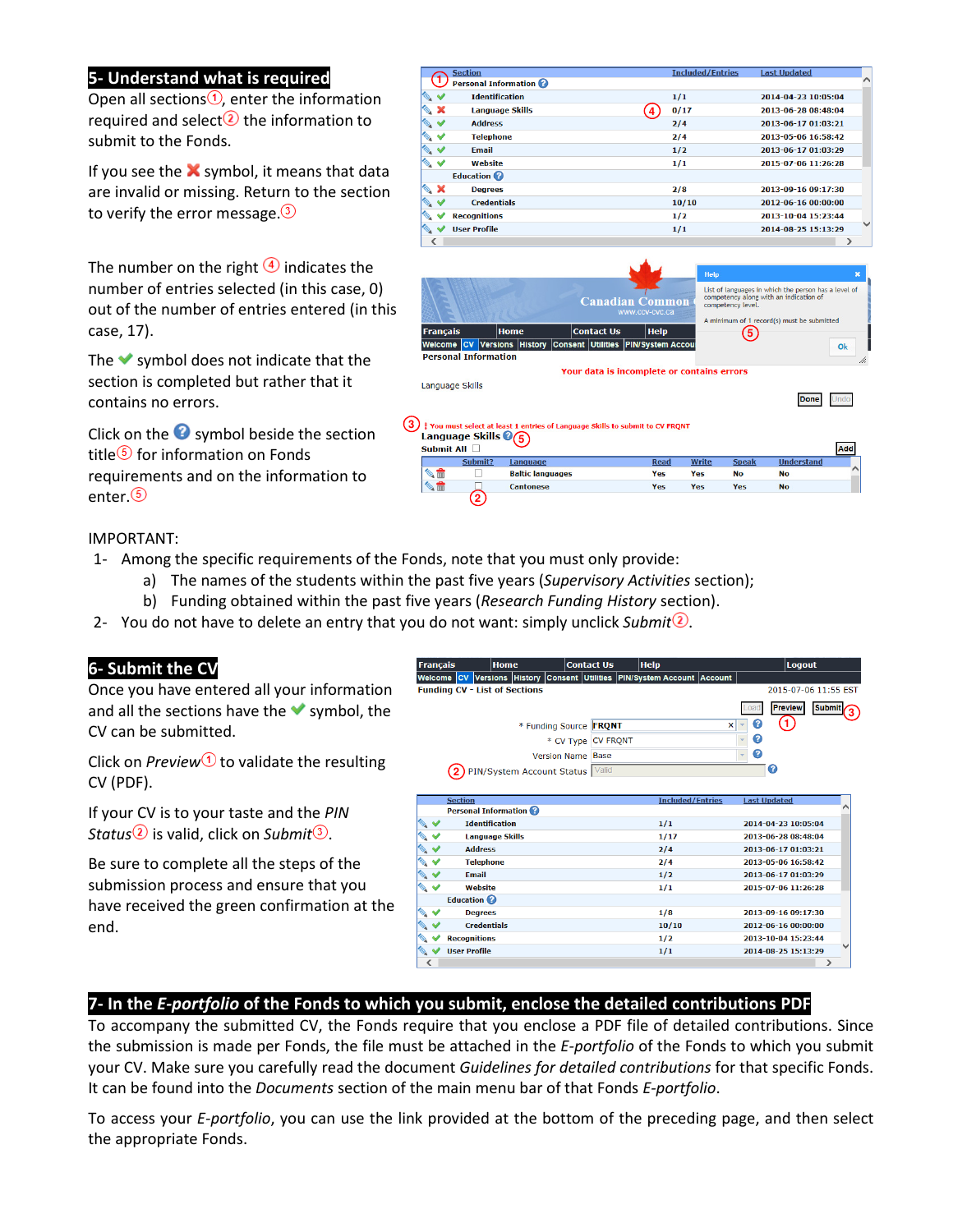## 5- Understand what is required

Open all sections①, enter the information required and select② the information to submit to the Fonds.

If you see the ✖ symbol, it means that data are invalid or missing. Return to the section to verify the error message.③

The number on the right ④ indicates the number of entries selected (in this case, 0) out of the number of entries entered (in this case, 17).

The ✔ symbol does not indicate that the section is completed but rather that it contains no errors.

Click on the ? symbol beside the section title⑤ for information on Fonds requirements and on the information to enter.⑤

IMPORTANT:

1- Among the specific requirements of the Fonds, note that you must only provide:
   a) The names of the students within the past five years (*Supervisory Activities* section);
   b) Funding obtained within the past five years (*Research Funding History* section).
2- You do not have to delete an entry that you do not want: simply unclick *Submit*②.

## 6- Submit the CV

Once you have entered all your information and all the sections have the ✔ symbol, the CV can be submitted.

Click on *Preview*① to validate the resulting CV (PDF).

If your CV is to your taste and the *PIN Status*② is valid, click on *Submit*③.

Be sure to complete all the steps of the submission process and ensure that you have received the green confirmation at the end.

## 7- In the *E-portfolio* of the Fonds to which you submit, enclose the detailed contributions PDF

To accompany the submitted CV, the Fonds require that you enclose a PDF file of detailed contributions. Since the submission is made per Fonds, the file must be attached in the *E-portfolio* of the Fonds to which you submit your CV. Make sure you carefully read the document *Guidelines for detailed contributions* for that specific Fonds. It can be found into the *Documents* section of the main menu bar of that Fonds *E-portfolio*.

To access your *E-portfolio*, you can use the link provided at the bottom of the preceding page, and then select the appropriate Fonds.